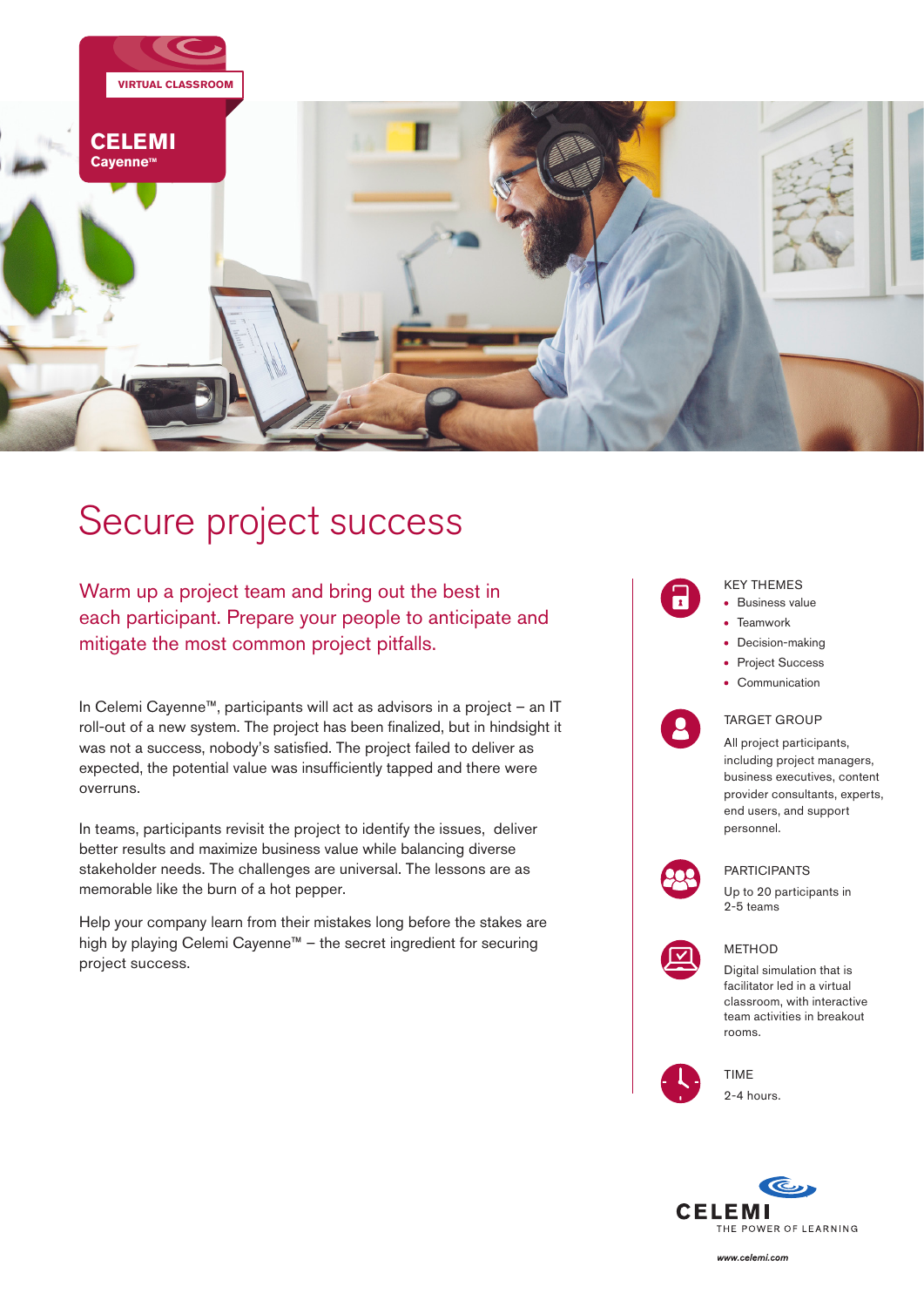VIRTUAL CLASSROOM

**CELEMI**
**Cayenne™**

# Secure project success

## Warm up a project team and bring out the best in each participant. Prepare your people to anticipate and mitigate the most common project pitfalls.

In Celemi Cayenne™, participants will act as advisors in a project – an IT roll-out of a new system. The project has been finalized, but in hindsight it was not a success, nobody's satisfied. The project failed to deliver as expected, the potential value was insufficiently tapped and there were overruns.

In teams, participants revisit the project to identify the issues, deliver better results and maximize business value while balancing diverse stakeholder needs. The challenges are universal. The lessons are as memorable like the burn of a hot pepper.

Help your company learn from their mistakes long before the stakes are high by playing Celemi Cayenne™ – the secret ingredient for securing project success.

### KEY THEMES

- Business value
- Teamwork
- Decision-making
- Project Success
- Communication

### TARGET GROUP

All project participants, including project managers, business executives, content provider consultants, experts, end users, and support personnel.

### PARTICIPANTS

Up to 20 participants in 2-5 teams

### METHOD

Digital simulation that is facilitator led in a virtual classroom, with interactive team activities in breakout rooms.

### TIME

2-4 hours.

CELEMI
THE POWER OF LEARNING

www.celemi.com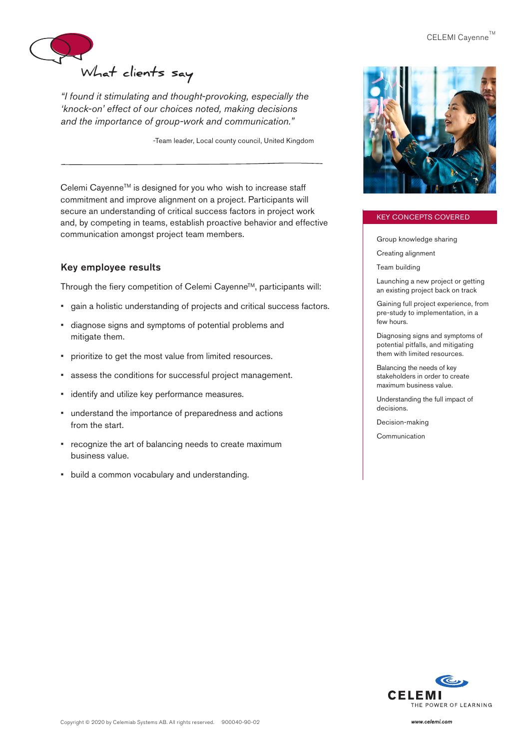## What clients say

*"I found it stimulating and thought-provoking, especially the 'knock-on' effect of our choices noted, making decisions and the importance of group-work and communication."*

-Team leader, Local county council, United Kingdom

---

Celemi Cayenne™ is designed for you who wish to increase staff commitment and improve alignment on a project. Participants will secure an understanding of critical success factors in project work and, by competing in teams, establish proactive behavior and effective communication amongst project team members.

### Key employee results

Through the fiery competition of Celemi Cayenne™, participants will:

- gain a holistic understanding of projects and critical success factors.
- diagnose signs and symptoms of potential problems and mitigate them.
- prioritize to get the most value from limited resources.
- assess the conditions for successful project management.
- identify and utilize key performance measures.
- understand the importance of preparedness and actions from the start.
- recognize the art of balancing needs to create maximum business value.
- build a common vocabulary and understanding.

### KEY CONCEPTS COVERED

Group knowledge sharing

Creating alignment

Team building

Launching a new project or getting an existing project back on track

Gaining full project experience, from pre-study to implementation, in a few hours.

Diagnosing signs and symptoms of potential pitfalls, and mitigating them with limited resources.

Balancing the needs of key stakeholders in order to create maximum business value.

Understanding the full impact of decisions.

Decision-making

Communication

CELEMI
THE POWER OF LEARNING

Copyright © 2020 by Celemiab Systems AB. All rights reserved. 900040-90-02

www.celemi.com